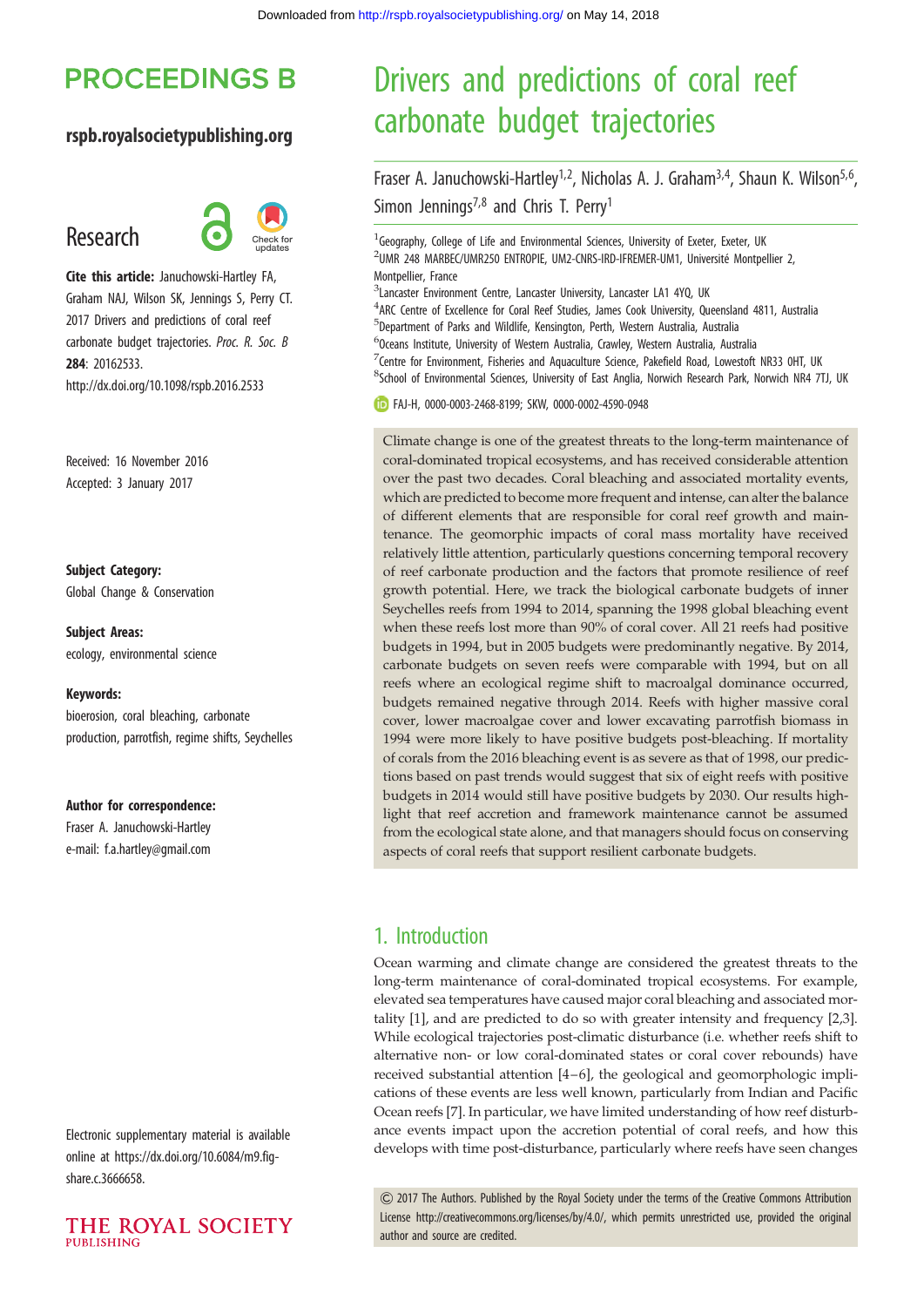# Drivers and predictions of coral reef carbonate budget trajectories

Fraser A. Januchowski-Hartley[1,2], Nicholas A. J. Graham[3,4], Shaun K. Wilson[5,6], Simon Jennings[7,8] and Chris T. Perry[1]

[1]Geography, College of Life and Environmental Sciences, University of Exeter, Exeter, UK
[2]UMR 248 MARBEC/UMR250 ENTROPIE, UM2-CNRS-IRD-IFREMER-UM1, Université Montpellier 2, Montpellier, France
[3]Lancaster Environment Centre, Lancaster University, Lancaster LA1 4YQ, UK
[4]ARC Centre of Excellence for Coral Reef Studies, James Cook University, Queensland 4811, Australia
[5]Department of Parks and Wildlife, Kensington, Perth, Western Australia, Australia
[6]Oceans Institute, University of Western Australia, Crawley, Western Australia, Australia
[7]Centre for Environment, Fisheries and Aquaculture Science, Pakefield Road, Lowestoft NR33 0HT, UK
[8]School of Environmental Sciences, University of East Anglia, Norwich Research Park, Norwich NR4 7TJ, UK

FAJ-H, 0000-0003-2468-8199; SKW, 0000-0002-4590-0948

**PROCEEDINGS B**

rspb.royalsocietypublishing.org

Research

**Cite this article:** Januchowski-Hartley FA, Graham NAJ, Wilson SK, Jennings S, Perry CT. 2017 Drivers and predictions of coral reef carbonate budget trajectories. *Proc. R. Soc. B* **284**: 20162533. http://dx.doi.org/10.1098/rspb.2016.2533

Received: 16 November 2016
Accepted: 3 January 2017

**Subject Category:**
Global Change & Conservation

**Subject Areas:**
ecology, environmental science

**Keywords:**
bioerosion, coral bleaching, carbonate production, parrotfish, regime shifts, Seychelles

**Author for correspondence:**
Fraser A. Januchowski-Hartley
e-mail: f.a.hartley@gmail.com

Electronic supplementary material is available online at https://dx.doi.org/10.6084/m9.figshare.c.3666658.

Climate change is one of the greatest threats to the long-term maintenance of coral-dominated tropical ecosystems, and has received considerable attention over the past two decades. Coral bleaching and associated mortality events, which are predicted to become more frequent and intense, can alter the balance of different elements that are responsible for coral reef growth and maintenance. The geomorphic impacts of coral mass mortality have received relatively little attention, particularly questions concerning temporal recovery of reef carbonate production and the factors that promote resilience of reef growth potential. Here, we track the biological carbonate budgets of inner Seychelles reefs from 1994 to 2014, spanning the 1998 global bleaching event when these reefs lost more than 90% of coral cover. All 21 reefs had positive budgets in 1994, but in 2005 budgets were predominantly negative. By 2014, carbonate budgets on seven reefs were comparable with 1994, but on all reefs where an ecological regime shift to macroalgal dominance occurred, budgets remained negative through 2014. Reefs with higher massive coral cover, lower macroalgae cover and lower excavating parrotfish biomass in 1994 were more likely to have positive budgets post-bleaching. If mortality of corals from the 2016 bleaching event is as severe as that of 1998, our predictions based on past trends would suggest that six of eight reefs with positive budgets in 2014 would still have positive budgets by 2030. Our results highlight that reef accretion and framework maintenance cannot be assumed from the ecological state alone, and that managers should focus on conserving aspects of coral reefs that support resilient carbonate budgets.

## 1. Introduction

Ocean warming and climate change are considered the greatest threats to the long-term maintenance of coral-dominated tropical ecosystems. For example, elevated sea temperatures have caused major coral bleaching and associated mortality [1], and are predicted to do so with greater intensity and frequency [2,3]. While ecological trajectories post-climatic disturbance (i.e. whether reefs shift to alternative non- or low coral-dominated states or coral cover rebounds) have received substantial attention [4–6], the geological and geomorphologic implications of these events are less well known, particularly from Indian and Pacific Ocean reefs [7]. In particular, we have limited understanding of how reef disturbance events impact upon the accretion potential of coral reefs, and how this develops with time post-disturbance, particularly where reefs have seen changes

© 2017 The Authors. Published by the Royal Society under the terms of the Creative Commons Attribution License http://creativecommons.org/licenses/by/4.0/, which permits unrestricted use, provided the original author and source are credited.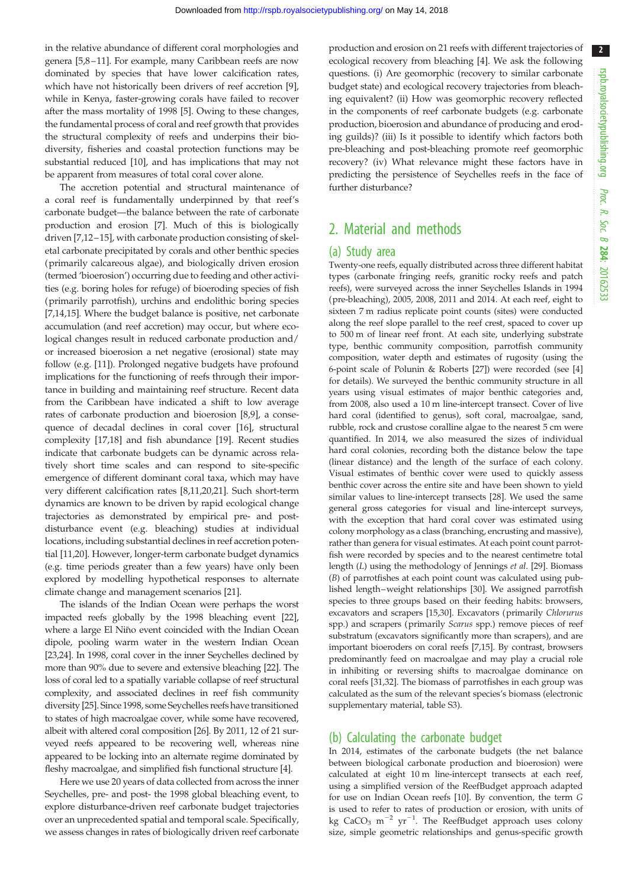in the relative abundance of different coral morphologies and genera [5,8–11]. For example, many Caribbean reefs are now dominated by species that have lower calcification rates, which have not historically been drivers of reef accretion [9], while in Kenya, faster-growing corals have failed to recover after the mass mortality of 1998 [5]. Owing to these changes, the fundamental process of coral and reef growth that provides the structural complexity of reefs and underpins their biodiversity, fisheries and coastal protection functions may be substantial reduced [10], and has implications that may not be apparent from measures of total coral cover alone.

The accretion potential and structural maintenance of a coral reef is fundamentally underpinned by that reef's carbonate budget—the balance between the rate of carbonate production and erosion [7]. Much of this is biologically driven [7,12–15], with carbonate production consisting of skeletal carbonate precipitated by corals and other benthic species (primarily calcareous algae), and biologically driven erosion (termed 'bioerosion') occurring due to feeding and other activities (e.g. boring holes for refuge) of bioeroding species of fish (primarily parrotfish), urchins and endolithic boring species [7,14,15]. Where the budget balance is positive, net carbonate accumulation (and reef accretion) may occur, but where ecological changes result in reduced carbonate production and/or increased bioerosion a net negative (erosional) state may follow (e.g. [11]). Prolonged negative budgets have profound implications for the functioning of reefs through their importance in building and maintaining reef structure. Recent data from the Caribbean have indicated a shift to low average rates of carbonate production and bioerosion [8,9], a consequence of decadal declines in coral cover [16], structural complexity [17,18] and fish abundance [19]. Recent studies indicate that carbonate budgets can be dynamic across relatively short time scales and can respond to site-specific emergence of different dominant coral taxa, which may have very different calcification rates [8,11,20,21]. Such short-term dynamics are known to be driven by rapid ecological change trajectories as demonstrated by empirical pre- and post-disturbance event (e.g. bleaching) studies at individual locations, including substantial declines in reef accretion potential [11,20]. However, longer-term carbonate budget dynamics (e.g. time periods greater than a few years) have only been explored by modelling hypothetical responses to alternate climate change and management scenarios [21].

The islands of the Indian Ocean were perhaps the worst impacted reefs globally by the 1998 bleaching event [22], where a large El Niño event coincided with the Indian Ocean dipole, pooling warm water in the western Indian Ocean [23,24]. In 1998, coral cover in the inner Seychelles declined by more than 90% due to severe and extensive bleaching [22]. The loss of coral led to a spatially variable collapse of reef structural complexity, and associated declines in reef fish community diversity [25]. Since 1998, some Seychelles reefs have transitioned to states of high macroalgae cover, while some have recovered, albeit with altered coral composition [26]. By 2011, 12 of 21 surveyed reefs appeared to be recovering well, whereas nine appeared to be locking into an alternate regime dominated by fleshy macroalgae, and simplified fish functional structure [4].

Here we use 20 years of data collected from across the inner Seychelles, pre- and post- the 1998 global bleaching event, to explore disturbance-driven reef carbonate budget trajectories over an unprecedented spatial and temporal scale. Specifically, we assess changes in rates of biologically driven reef carbonate production and erosion on 21 reefs with different trajectories of ecological recovery from bleaching [4]. We ask the following questions. (i) Are geomorphic (recovery to similar carbonate budget state) and ecological recovery trajectories from bleaching equivalent? (ii) How was geomorphic recovery reflected in the components of reef carbonate budgets (e.g. carbonate production, bioerosion and abundance of producing and eroding guilds)? (iii) Is it possible to identify which factors both pre-bleaching and post-bleaching promote reef geomorphic recovery? (iv) What relevance might these factors have in predicting the persistence of Seychelles reefs in the face of further disturbance?

## 2. Material and methods

### (a) Study area

Twenty-one reefs, equally distributed across three different habitat types (carbonate fringing reefs, granitic rocky reefs and patch reefs), were surveyed across the inner Seychelles Islands in 1994 (pre-bleaching), 2005, 2008, 2011 and 2014. At each reef, eight to sixteen 7 m radius replicate point counts (sites) were conducted along the reef slope parallel to the reef crest, spaced to cover up to 500 m of linear reef front. At each site, underlying substrate type, benthic community composition, parrotfish community composition, water depth and estimates of rugosity (using the 6-point scale of Polunin & Roberts [27]) were recorded (see [4] for details). We surveyed the benthic community structure in all years using visual estimates of major benthic categories and, from 2008, also used a 10 m line-intercept transect. Cover of live hard coral (identified to genus), soft coral, macroalgae, sand, rubble, rock and crustose coralline algae to the nearest 5 cm were quantified. In 2014, we also measured the sizes of individual hard coral colonies, recording both the distance below the tape (linear distance) and the length of the surface of each colony. Visual estimates of benthic cover were used to quickly assess benthic cover across the entire site and have been shown to yield similar values to line-intercept transects [28]. We used the same general gross categories for visual and line-intercept surveys, with the exception that hard coral cover was estimated using colony morphology as a class (branching, encrusting and massive), rather than genera for visual estimates. At each point count parrotfish were recorded by species and to the nearest centimetre total length ($L$) using the methodology of Jennings *et al*. [29]. Biomass ($B$) of parrotfishes at each point count was calculated using published length–weight relationships [30]. We assigned parrotfish species to three groups based on their feeding habits: browsers, excavators and scrapers [15,30]. Excavators (primarily *Chlorurus* spp.) and scrapers (primarily *Scarus* spp.) remove pieces of reef substratum (excavators significantly more than scrapers), and are important bioeroders on coral reefs [7,15]. By contrast, browsers predominantly feed on macroalgae and may play a crucial role in inhibiting or reversing shifts to macroalgae dominance on coral reefs [31,32]. The biomass of parrotfishes in each group was calculated as the sum of the relevant species's biomass (electronic supplementary material, table S3).

### (b) Calculating the carbonate budget

In 2014, estimates of the carbonate budgets (the net balance between biological carbonate production and bioerosion) were calculated at eight 10 m line-intercept transects at each reef, using a simplified version of the ReefBudget approach adapted for use on Indian Ocean reefs [10]. By convention, the term $G$ is used to refer to rates of production or erosion, with units of kg $CaCO_3$ $m^{-2}$ $yr^{-1}$. The ReefBudget approach uses colony size, simple geometric relationships and genus-specific growth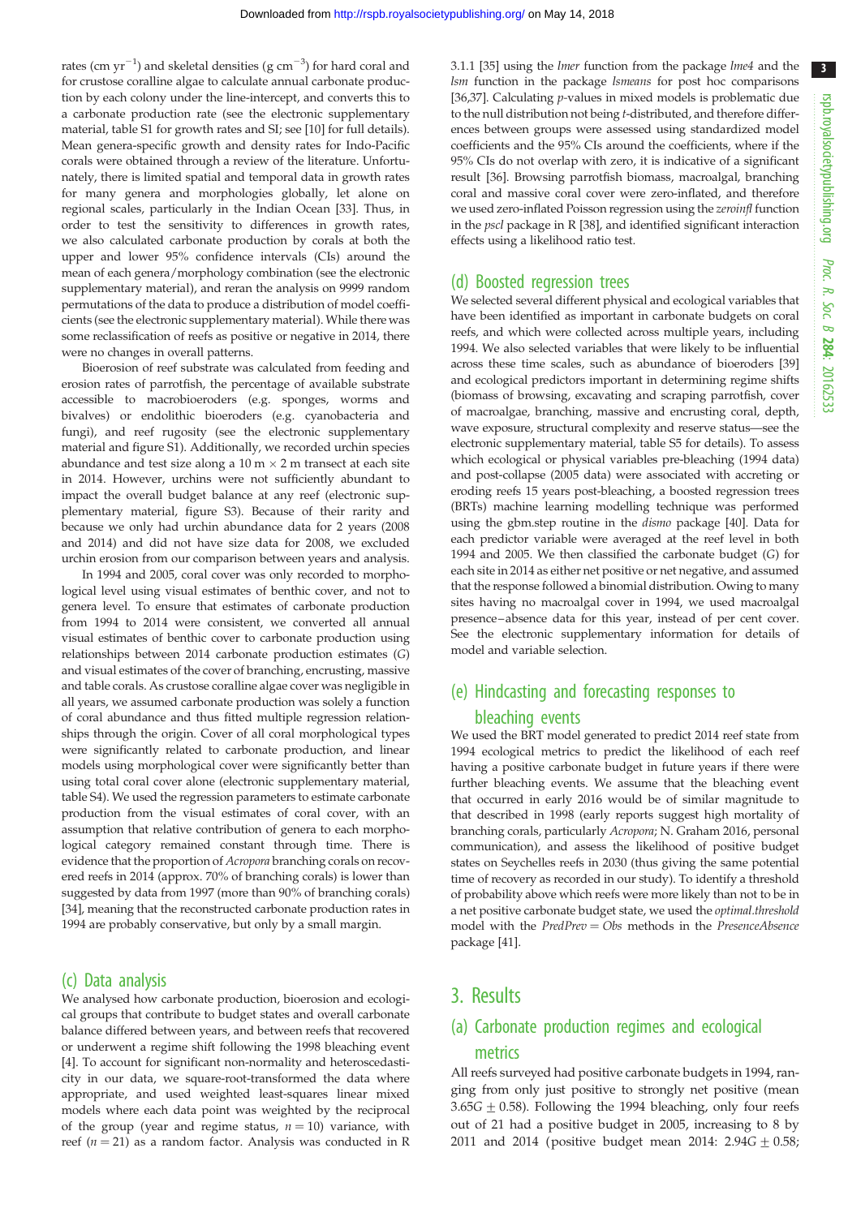rates (cm $yr^{-1}$) and skeletal densities (g $cm^{-3}$) for hard coral and for crustose coralline algae to calculate annual carbonate production by each colony under the line-intercept, and converts this to a carbonate production rate (see the electronic supplementary material, table S1 for growth rates and SI; see [10] for full details). Mean genera-specific growth and density rates for Indo-Pacific corals were obtained through a review of the literature. Unfortunately, there is limited spatial and temporal data in growth rates for many genera and morphologies globally, let alone on regional scales, particularly in the Indian Ocean [33]. Thus, in order to test the sensitivity to differences in growth rates, we also calculated carbonate production by corals at both the upper and lower 95% confidence intervals (CIs) around the mean of each genera/morphology combination (see the electronic supplementary material), and reran the analysis on 9999 random permutations of the data to produce a distribution of model coefficients (see the electronic supplementary material). While there was some reclassification of reefs as positive or negative in 2014, there were no changes in overall patterns.

Bioerosion of reef substrate was calculated from feeding and erosion rates of parrotfish, the percentage of available substrate accessible to macrobioeroders (e.g. sponges, worms and bivalves) or endolithic bioeroders (e.g. cyanobacteria and fungi), and reef rugosity (see the electronic supplementary material and figure S1). Additionally, we recorded urchin species abundance and test size along a 10 m × 2 m transect at each site in 2014. However, urchins were not sufficiently abundant to impact the overall budget balance at any reef (electronic supplementary material, figure S3). Because of their rarity and because we only had urchin abundance data for 2 years (2008 and 2014) and did not have size data for 2008, we excluded urchin erosion from our comparison between years and analysis.

In 1994 and 2005, coral cover was only recorded to morphological level using visual estimates of benthic cover, and not to genera level. To ensure that estimates of carbonate production from 1994 to 2014 were consistent, we converted all annual visual estimates of benthic cover to carbonate production using relationships between 2014 carbonate production estimates (*G*) and visual estimates of the cover of branching, encrusting, massive and table corals. As crustose coralline algae cover was negligible in all years, we assumed carbonate production was solely a function of coral abundance and thus fitted multiple regression relationships through the origin. Cover of all coral morphological types were significantly related to carbonate production, and linear models using morphological cover were significantly better than using total coral cover alone (electronic supplementary material, table S4). We used the regression parameters to estimate carbonate production from the visual estimates of coral cover, with an assumption that relative contribution of genera to each morphological category remained constant through time. There is evidence that the proportion of *Acropora* branching corals on recovered reefs in 2014 (approx. 70% of branching corals) is lower than suggested by data from 1997 (more than 90% of branching corals) [34], meaning that the reconstructed carbonate production rates in 1994 are probably conservative, but only by a small margin.

## (c) Data analysis

We analysed how carbonate production, bioerosion and ecological groups that contribute to budget states and overall carbonate balance differed between years, and between reefs that recovered or underwent a regime shift following the 1998 bleaching event [4]. To account for significant non-normality and heteroscedasticity in our data, we square-root-transformed the data where appropriate, and used weighted least-squares linear mixed models where each data point was weighted by the reciprocal of the group (year and regime status, $n = 10$) variance, with reef ($n = 21$) as a random factor. Analysis was conducted in R 3.1.1 [35] using the *lmer* function from the package *lme4* and the *lsm* function in the package *lsmeans* for post hoc comparisons [36,37]. Calculating *p*-values in mixed models is problematic due to the null distribution not being *t*-distributed, and therefore differences between groups were assessed using standardized model coefficients and the 95% CIs around the coefficients, where if the 95% CIs do not overlap with zero, it is indicative of a significant result [36]. Browsing parrotfish biomass, macroalgal, branching coral and massive coral cover were zero-inflated, and therefore we used zero-inflated Poisson regression using the *zeroinfl* function in the *pscl* package in R [38], and identified significant interaction effects using a likelihood ratio test.

## (d) Boosted regression trees

We selected several different physical and ecological variables that have been identified as important in carbonate budgets on coral reefs, and which were collected across multiple years, including 1994. We also selected variables that were likely to be influential across these time scales, such as abundance of bioeroders [39] and ecological predictors important in determining regime shifts (biomass of browsing, excavating and scraping parrotfish, cover of macroalgae, branching, massive and encrusting coral, depth, wave exposure, structural complexity and reserve status—see the electronic supplementary material, table S5 for details). To assess which ecological or physical variables pre-bleaching (1994 data) and post-collapse (2005 data) were associated with accreting or eroding reefs 15 years post-bleaching, a boosted regression trees (BRTs) machine learning modelling technique was performed using the gbm.step routine in the *dismo* package [40]. Data for each predictor variable were averaged at the reef level in both 1994 and 2005. We then classified the carbonate budget (*G*) for each site in 2014 as either net positive or net negative, and assumed that the response followed a binomial distribution. Owing to many sites having no macroalgal cover in 1994, we used macroalgal presence–absence data for this year, instead of per cent cover. See the electronic supplementary information for details of model and variable selection.

## (e) Hindcasting and forecasting responses to bleaching events

We used the BRT model generated to predict 2014 reef state from 1994 ecological metrics to predict the likelihood of each reef having a positive carbonate budget in future years if there were further bleaching events. We assume that the bleaching event that occurred in early 2016 would be of similar magnitude to that described in 1998 (early reports suggest high mortality of branching corals, particularly *Acropora*; N. Graham 2016, personal communication), and assess the likelihood of positive budget states on Seychelles reefs in 2030 (thus giving the same potential time of recovery as recorded in our study). To identify a threshold of probability above which reefs were more likely than not to be in a net positive carbonate budget state, we used the *optimal.threshold* model with the *PredPrev* = *Obs* methods in the *PresenceAbsence* package [41].

# 3. Results

## (a) Carbonate production regimes and ecological metrics

All reefs surveyed had positive carbonate budgets in 1994, ranging from only just positive to strongly net positive (mean 3.65$G$ ± 0.58). Following the 1994 bleaching, only four reefs out of 21 had a positive budget in 2005, increasing to 8 by 2011 and 2014 (positive budget mean 2014: 2.94$G$ ± 0.58;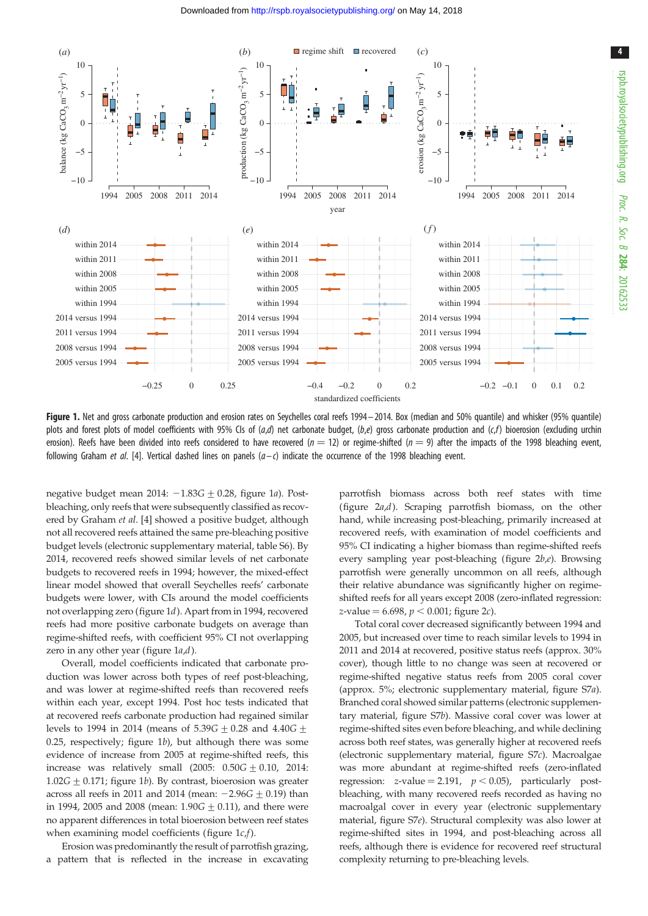**Figure 1.** Net and gross carbonate production and erosion rates on Seychelles coral reefs 1994–2014. Box (median and 50% quantile) and whisker (95% quantile) plots and forest plots of model coefficients with 95% CIs of (*a*,*d*) net carbonate budget, (*b*,*e*) gross carbonate production and (*c*,*f*) bioerosion (excluding urchin erosion). Reefs have been divided into reefs considered to have recovered ($n = 12$) or regime-shifted ($n = 9$) after the impacts of the 1998 bleaching event, following Graham *et al.* [4]. Vertical dashed lines on panels (*a*–*c*) indicate the occurrence of the 1998 bleaching event.

negative budget mean 2014: $-1.83G \pm 0.28$, figure 1*a*). Post-bleaching, only reefs that were subsequently classified as recovered by Graham *et al.* [4] showed a positive budget, although not all recovered reefs attained the same pre-bleaching positive budget levels (electronic supplementary material, table S6). By 2014, recovered reefs showed similar levels of net carbonate budgets to recovered reefs in 1994; however, the mixed-effect linear model showed that overall Seychelles reefs' carbonate budgets were lower, with CIs around the model coefficients not overlapping zero (figure 1*d*). Apart from in 1994, recovered reefs had more positive carbonate budgets on average than regime-shifted reefs, with coefficient 95% CI not overlapping zero in any other year (figure 1*a*,*d*).

Overall, model coefficients indicated that carbonate production was lower across both types of reef post-bleaching, and was lower at regime-shifted reefs than recovered reefs within each year, except 1994. Post hoc tests indicated that at recovered reefs carbonate production had regained similar levels to 1994 in 2014 (means of $5.39G \pm 0.28$ and $4.40G \pm 0.25$, respectively; figure 1*b*), but although there was some evidence of increase from 2005 at regime-shifted reefs, this increase was relatively small (2005: $0.50G \pm 0.10$, 2014: $1.02G \pm 0.171$; figure 1*b*). By contrast, bioerosion was greater across all reefs in 2011 and 2014 (mean: $-2.96G \pm 0.19$) than in 1994, 2005 and 2008 (mean: $1.90G \pm 0.11$), and there were no apparent differences in total bioerosion between reef states when examining model coefficients (figure 1*c*,*f*).

Erosion was predominantly the result of parrotfish grazing, a pattern that is reflected in the increase in excavating parrotfish biomass across both reef states with time (figure 2*a*,*d*). Scraping parrotfish biomass, on the other hand, while increasing post-bleaching, primarily increased at recovered reefs, with examination of model coefficients and 95% CI indicating a higher biomass than regime-shifted reefs every sampling year post-bleaching (figure 2*b*,*e*). Browsing parrotfish were generally uncommon on all reefs, although their relative abundance was significantly higher on regime-shifted reefs for all years except 2008 (zero-inflated regression: $z$-value $= 6.698$, $p < 0.001$; figure 2*c*).

Total coral cover decreased significantly between 1994 and 2005, but increased over time to reach similar levels to 1994 in 2011 and 2014 at recovered, positive status reefs (approx. 30% cover), though little to no change was seen at recovered or regime-shifted negative status reefs from 2005 coral cover (approx. 5%; electronic supplementary material, figure S7*a*). Branched coral showed similar patterns (electronic supplementary material, figure S7*b*). Massive coral cover was lower at regime-shifted sites even before bleaching, and while declining across both reef states, was generally higher at recovered reefs (electronic supplementary material, figure S7*c*). Macroalgae was more abundant at regime-shifted reefs (zero-inflated regression: $z$-value $= 2.191$, $p < 0.05$), particularly post-bleaching, with many recovered reefs recorded as having no macroalgal cover in every year (electronic supplementary material, figure S7*e*). Structural complexity was also lower at regime-shifted sites in 1994, and post-bleaching across all reefs, although there is evidence for recovered reef structural complexity returning to pre-bleaching levels.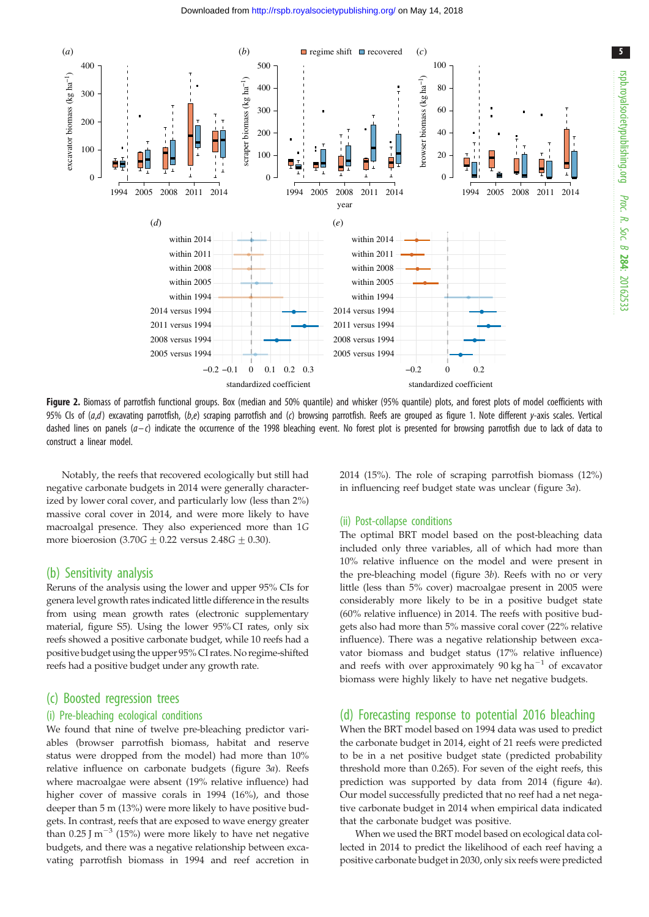**Figure 2.** Biomass of parrotfish functional groups. Box (median and 50% quantile) and whisker (95% quantile) plots, and forest plots of model coefficients with 95% CIs of (*a*,*d*) excavating parrotfish, (*b*,*e*) scraping parrotfish and (*c*) browsing parrotfish. Reefs are grouped as figure 1. Note different *y*-axis scales. Vertical dashed lines on panels (*a*–*c*) indicate the occurrence of the 1998 bleaching event. No forest plot is presented for browsing parrotfish due to lack of data to construct a linear model.

Notably, the reefs that recovered ecologically but still had negative carbonate budgets in 2014 were generally characterized by lower coral cover, and particularly low (less than 2%) massive coral cover in 2014, and were more likely to have macroalgal presence. They also experienced more than 1*G* more bioerosion (3.70*G* ± 0.22 versus 2.48*G* ± 0.30).

## (b) Sensitivity analysis

Reruns of the analysis using the lower and upper 95% CIs for genera level growth rates indicated little difference in the results from using mean growth rates (electronic supplementary material, figure S5). Using the lower 95% CI rates, only six reefs showed a positive carbonate budget, while 10 reefs had a positive budget using the upper 95% CI rates. No regime-shifted reefs had a positive budget under any growth rate.

## (c) Boosted regression trees

### (i) Pre-bleaching ecological conditions

We found that nine of twelve pre-bleaching predictor variables (browser parrotfish biomass, habitat and reserve status were dropped from the model) had more than 10% relative influence on carbonate budgets (figure 3*a*). Reefs where macroalgae were absent (19% relative influence) had higher cover of massive corals in 1994 (16%), and those deeper than 5 m (13%) were more likely to have positive budgets. In contrast, reefs that are exposed to wave energy greater than 0.25 J m$^{-3}$ (15%) were more likely to have net negative budgets, and there was a negative relationship between excavating parrotfish biomass in 1994 and reef accretion in 2014 (15%). The role of scraping parrotfish biomass (12%) in influencing reef budget state was unclear (figure 3*a*).

### (ii) Post-collapse conditions

The optimal BRT model based on the post-bleaching data included only three variables, all of which had more than 10% relative influence on the model and were present in the pre-bleaching model (figure 3*b*). Reefs with no or very little (less than 5% cover) macroalgae present in 2005 were considerably more likely to be in a positive budget state (60% relative influence) in 2014. The reefs with positive budgets also had more than 5% massive coral cover (22% relative influence). There was a negative relationship between excavator biomass and budget status (17% relative influence) and reefs with over approximately 90 kg ha$^{-1}$ of excavator biomass were highly likely to have net negative budgets.

## (d) Forecasting response to potential 2016 bleaching

When the BRT model based on 1994 data was used to predict the carbonate budget in 2014, eight of 21 reefs were predicted to be in a net positive budget state (predicted probability threshold more than 0.265). For seven of the eight reefs, this prediction was supported by data from 2014 (figure 4*a*). Our model successfully predicted that no reef had a net negative carbonate budget in 2014 when empirical data indicated that the carbonate budget was positive.

When we used the BRT model based on ecological data collected in 2014 to predict the likelihood of each reef having a positive carbonate budget in 2030, only six reefs were predicted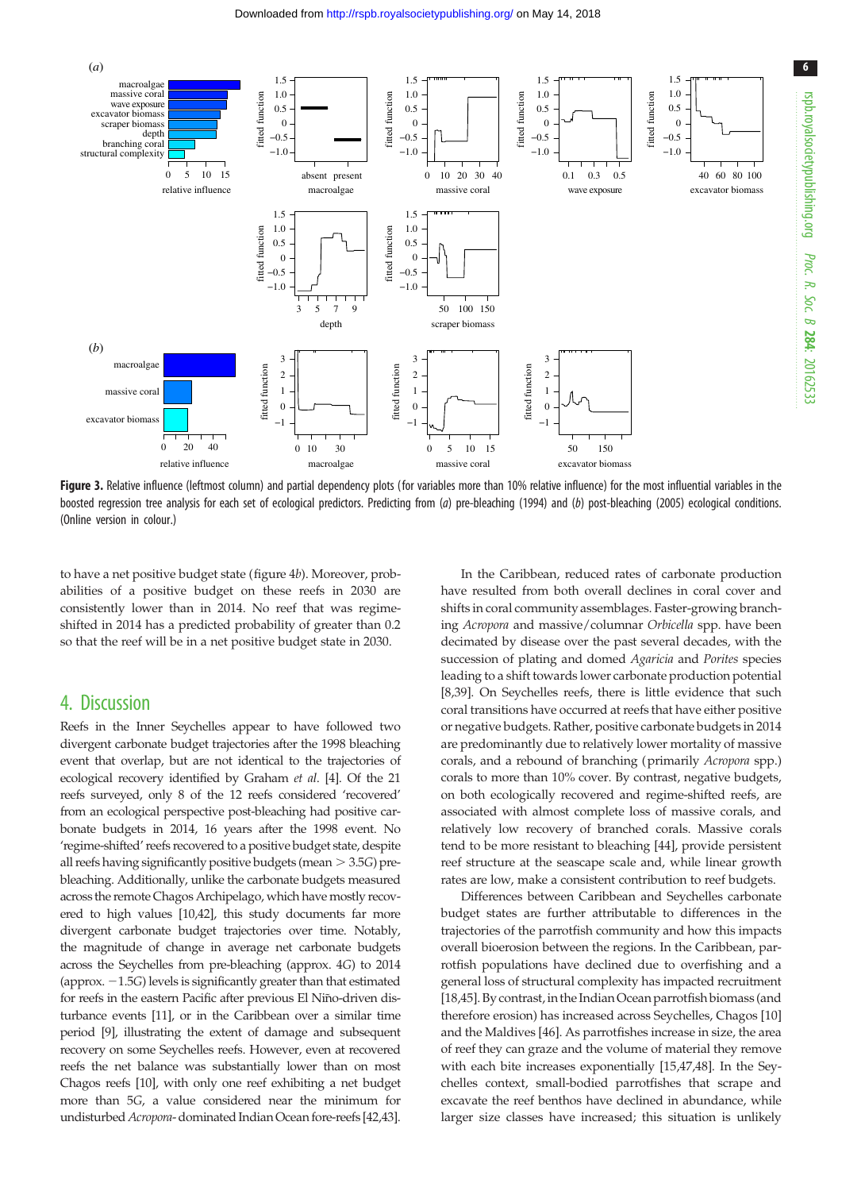**Figure 3.** Relative influence (leftmost column) and partial dependency plots (for variables more than 10% relative influence) for the most influential variables in the boosted regression tree analysis for each set of ecological predictors. Predicting from (*a*) pre-bleaching (1994) and (*b*) post-bleaching (2005) ecological conditions. (Online version in colour.)

to have a net positive budget state (figure 4*b*). Moreover, probabilities of a positive budget on these reefs in 2030 are consistently lower than in 2014. No reef that was regime-shifted in 2014 has a predicted probability of greater than 0.2 so that the reef will be in a net positive budget state in 2030.

## 4. Discussion

Reefs in the Inner Seychelles appear to have followed two divergent carbonate budget trajectories after the 1998 bleaching event that overlap, but are not identical to the trajectories of ecological recovery identified by Graham *et al.* [4]. Of the 21 reefs surveyed, only 8 of the 12 reefs considered 'recovered' from an ecological perspective post-bleaching had positive carbonate budgets in 2014, 16 years after the 1998 event. No 'regime-shifted' reefs recovered to a positive budget state, despite all reefs having significantly positive budgets (mean > 3.5*G*) pre-bleaching. Additionally, unlike the carbonate budgets measured across the remote Chagos Archipelago, which have mostly recovered to high values [10,42], this study documents far more divergent carbonate budget trajectories over time. Notably, the magnitude of change in average net carbonate budgets across the Seychelles from pre-bleaching (approx. 4*G*) to 2014 (approx. −1.5*G*) levels is significantly greater than that estimated for reefs in the eastern Pacific after previous El Niño-driven disturbance events [11], or in the Caribbean over a similar time period [9], illustrating the extent of damage and subsequent recovery on some Seychelles reefs. However, even at recovered reefs the net balance was substantially lower than on most Chagos reefs [10], with only one reef exhibiting a net budget more than 5*G*, a value considered near the minimum for undisturbed *Acropora*-dominated Indian Ocean fore-reefs [42,43].

In the Caribbean, reduced rates of carbonate production have resulted from both overall declines in coral cover and shifts in coral community assemblages. Faster-growing branching *Acropora* and massive/columnar *Orbicella* spp. have been decimated by disease over the past several decades, with the succession of plating and domed *Agaricia* and *Porites* species leading to a shift towards lower carbonate production potential [8,39]. On Seychelles reefs, there is little evidence that such coral transitions have occurred at reefs that have either positive or negative budgets. Rather, positive carbonate budgets in 2014 are predominantly due to relatively lower mortality of massive corals, and a rebound of branching (primarily *Acropora* spp.) corals to more than 10% cover. By contrast, negative budgets, on both ecologically recovered and regime-shifted reefs, are associated with almost complete loss of massive corals, and relatively low recovery of branched corals. Massive corals tend to be more resistant to bleaching [44], provide persistent reef structure at the seascape scale and, while linear growth rates are low, make a consistent contribution to reef budgets.

Differences between Caribbean and Seychelles carbonate budget states are further attributable to differences in the trajectories of the parrotfish community and how this impacts overall bioerosion between the regions. In the Caribbean, parrotfish populations have declined due to overfishing and a general loss of structural complexity has impacted recruitment [18,45]. By contrast, in the Indian Ocean parrotfish biomass (and therefore erosion) has increased across Seychelles, Chagos [10] and the Maldives [46]. As parrotfishes increase in size, the area of reef they can graze and the volume of material they remove with each bite increases exponentially [15,47,48]. In the Seychelles context, small-bodied parrotfishes that scrape and excavate the reef benthos have declined in abundance, while larger size classes have increased; this situation is unlikely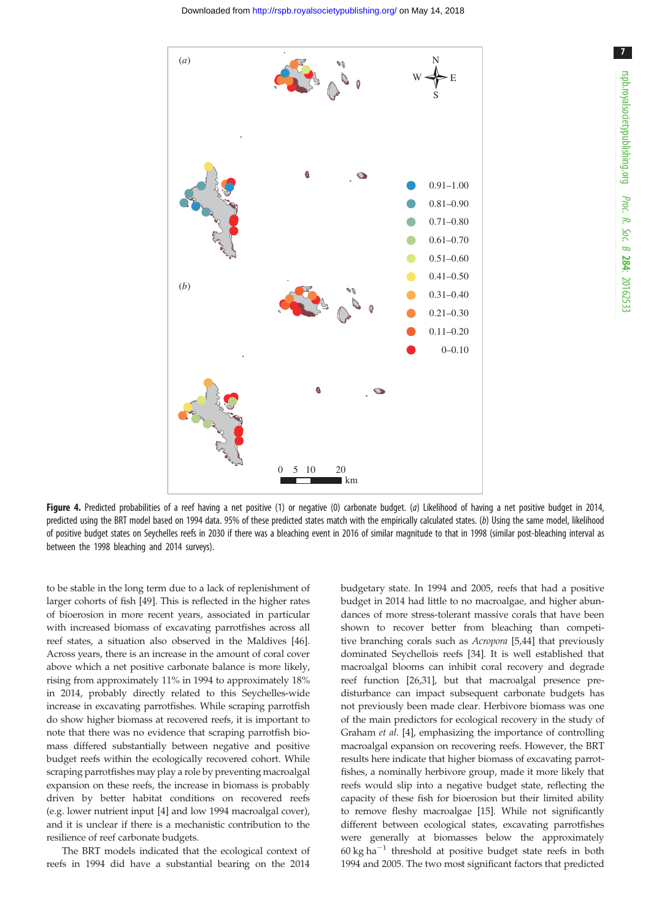**Figure 4.** Predicted probabilities of a reef having a net positive (1) or negative (0) carbonate budget. (*a*) Likelihood of having a net positive budget in 2014, predicted using the BRT model based on 1994 data. 95% of these predicted states match with the empirically calculated states. (*b*) Using the same model, likelihood of positive budget states on Seychelles reefs in 2030 if there was a bleaching event in 2016 of similar magnitude to that in 1998 (similar post-bleaching interval as between the 1998 bleaching and 2014 surveys).

to be stable in the long term due to a lack of replenishment of larger cohorts of fish [49]. This is reflected in the higher rates of bioerosion in more recent years, associated in particular with increased biomass of excavating parrotfishes across all reef states, a situation also observed in the Maldives [46]. Across years, there is an increase in the amount of coral cover above which a net positive carbonate balance is more likely, rising from approximately 11% in 1994 to approximately 18% in 2014, probably directly related to this Seychelles-wide increase in excavating parrotfishes. While scraping parrotfish do show higher biomass at recovered reefs, it is important to note that there was no evidence that scraping parrotfish biomass differed substantially between negative and positive budget reefs within the ecologically recovered cohort. While scraping parrotfishes may play a role by preventing macroalgal expansion on these reefs, the increase in biomass is probably driven by better habitat conditions on recovered reefs (e.g. lower nutrient input [4] and low 1994 macroalgal cover), and it is unclear if there is a mechanistic contribution to the resilience of reef carbonate budgets.

The BRT models indicated that the ecological context of reefs in 1994 did have a substantial bearing on the 2014 budgetary state. In 1994 and 2005, reefs that had a positive budget in 2014 had little to no macroalgae, and higher abundances of more stress-tolerant massive corals that have been shown to recover better from bleaching than competitive branching corals such as *Acropora* [5,44] that previously dominated Seychellois reefs [34]. It is well established that macroalgal blooms can inhibit coral recovery and degrade reef function [26,31], but that macroalgal presence pre-disturbance can impact subsequent carbonate budgets has not previously been made clear. Herbivore biomass was one of the main predictors for ecological recovery in the study of Graham *et al*. [4], emphasizing the importance of controlling macroalgal expansion on recovering reefs. However, the BRT results here indicate that higher biomass of excavating parrotfishes, a nominally herbivore group, made it more likely that reefs would slip into a negative budget state, reflecting the capacity of these fish for bioerosion but their limited ability to remove fleshy macroalgae [15]. While not significantly different between ecological states, excavating parrotfishes were generally at biomasses below the approximately 60 kg ha$^{-1}$ threshold at positive budget state reefs in both 1994 and 2005. The two most significant factors that predicted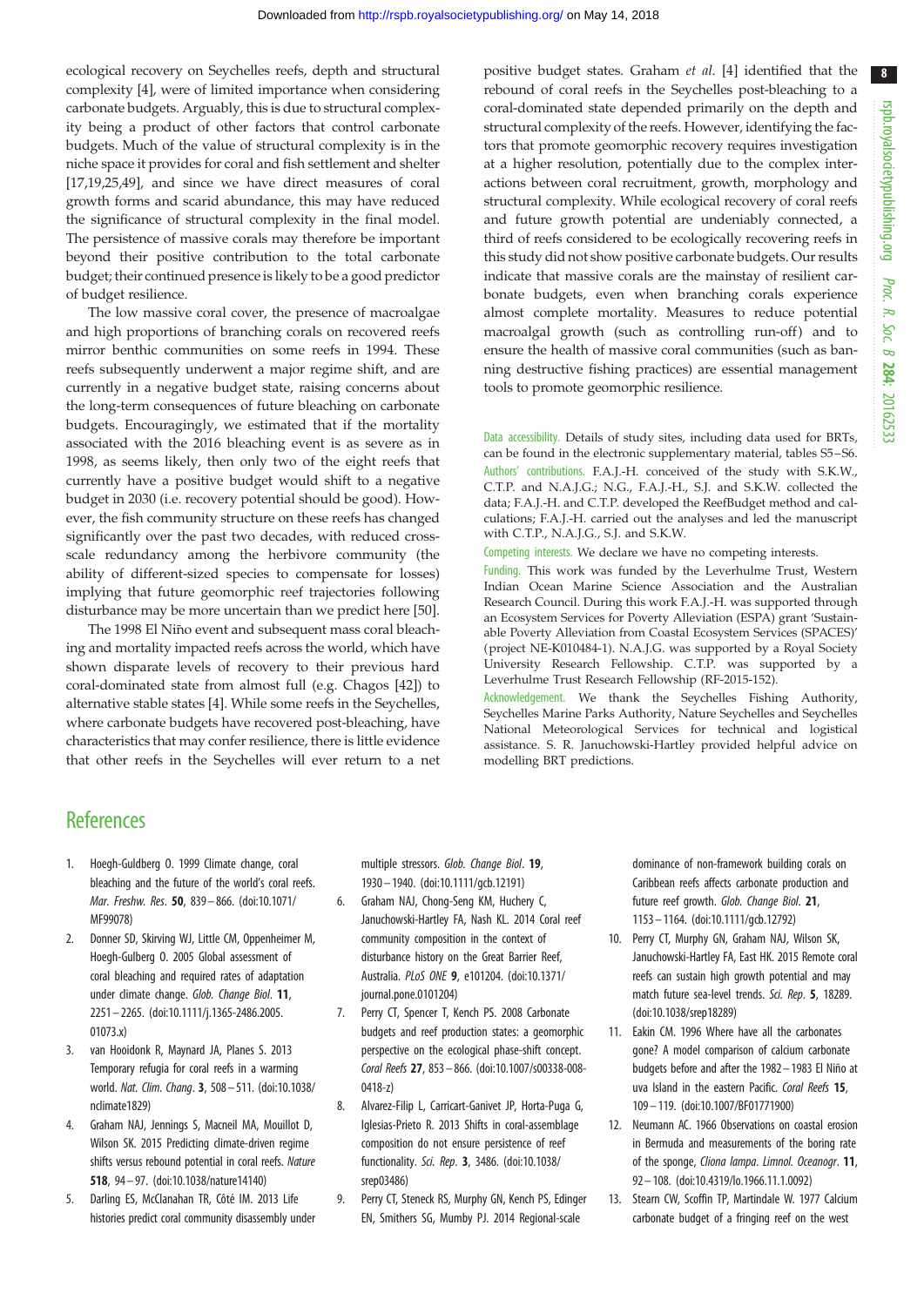ecological recovery on Seychelles reefs, depth and structural complexity [4], were of limited importance when considering carbonate budgets. Arguably, this is due to structural complexity being a product of other factors that control carbonate budgets. Much of the value of structural complexity is in the niche space it provides for coral and fish settlement and shelter [17,19,25,49], and since we have direct measures of coral growth forms and scarid abundance, this may have reduced the significance of structural complexity in the final model. The persistence of massive corals may therefore be important beyond their positive contribution to the total carbonate budget; their continued presence is likely to be a good predictor of budget resilience.

The low massive coral cover, the presence of macroalgae and high proportions of branching corals on recovered reefs mirror benthic communities on some reefs in 1994. These reefs subsequently underwent a major regime shift, and are currently in a negative budget state, raising concerns about the long-term consequences of future bleaching on carbonate budgets. Encouragingly, we estimated that if the mortality associated with the 2016 bleaching event is as severe as in 1998, as seems likely, then only two of the eight reefs that currently have a positive budget would shift to a negative budget in 2030 (i.e. recovery potential should be good). However, the fish community structure on these reefs has changed significantly over the past two decades, with reduced cross-scale redundancy among the herbivore community (the ability of different-sized species to compensate for losses) implying that future geomorphic reef trajectories following disturbance may be more uncertain than we predict here [50].

The 1998 El Niño event and subsequent mass coral bleaching and mortality impacted reefs across the world, which have shown disparate levels of recovery to their previous hard coral-dominated state from almost full (e.g. Chagos [42]) to alternative stable states [4]. While some reefs in the Seychelles, where carbonate budgets have recovered post-bleaching, have characteristics that may confer resilience, there is little evidence that other reefs in the Seychelles will ever return to a net positive budget states. Graham *et al*. [4] identified that the rebound of coral reefs in the Seychelles post-bleaching to a coral-dominated state depended primarily on the depth and structural complexity of the reefs. However, identifying the factors that promote geomorphic recovery requires investigation at a higher resolution, potentially due to the complex interactions between coral recruitment, growth, morphology and structural complexity. While ecological recovery of coral reefs and future growth potential are undeniably connected, a third of reefs considered to be ecologically recovering reefs in this study did not show positive carbonate budgets. Our results indicate that massive corals are the mainstay of resilient carbonate budgets, even when branching corals experience almost complete mortality. Measures to reduce potential macroalgal growth (such as controlling run-off) and to ensure the health of massive coral communities (such as banning destructive fishing practices) are essential management tools to promote geomorphic resilience.

Data accessibility. Details of study sites, including data used for BRTs, can be found in the electronic supplementary material, tables S5–S6.

Authors' contributions. F.A.J.-H. conceived of the study with S.K.W., C.T.P. and N.A.J.G.; N.G., F.A.J.-H., S.J. and S.K.W. collected the data; F.A.J.-H. and C.T.P. developed the ReefBudget method and calculations; F.A.J.-H. carried out the analyses and led the manuscript with C.T.P., N.A.J.G., S.J. and S.K.W.

Competing interests. We declare we have no competing interests.

Funding. This work was funded by the Leverhulme Trust, Western Indian Ocean Marine Science Association and the Australian Research Council. During this work F.A.J.-H. was supported through an Ecosystem Services for Poverty Alleviation (ESPA) grant 'Sustainable Poverty Alleviation from Coastal Ecosystem Services (SPACES)' (project NE-K010484-1). N.A.J.G. was supported by a Royal Society University Research Fellowship. C.T.P. was supported by a Leverhulme Trust Research Fellowship (RF-2015-152).

Acknowledgement. We thank the Seychelles Fishing Authority, Seychelles Marine Parks Authority, Nature Seychelles and Seychelles National Meteorological Services for technical and logistical assistance. S. R. Januchowski-Hartley provided helpful advice on modelling BRT predictions.

## References

1. Hoegh-Guldberg O. 1999 Climate change, coral bleaching and the future of the world's coral reefs. *Mar. Freshw. Res*. **50**, 839–866. (doi:10.1071/MF99078)
2. Donner SD, Skirving WJ, Little CM, Oppenheimer M, Hoegh-Gulberg O. 2005 Global assessment of coral bleaching and required rates of adaptation under climate change. *Glob. Change Biol*. **11**, 2251–2265. (doi:10.1111/j.1365-2486.2005.01073.x)
3. van Hooidonk R, Maynard JA, Planes S. 2013 Temporary refugia for coral reefs in a warming world. *Nat. Clim. Chang*. **3**, 508–511. (doi:10.1038/nclimate1829)
4. Graham NAJ, Jennings S, Macneil MA, Mouillot D, Wilson SK. 2015 Predicting climate-driven regime shifts versus rebound potential in coral reefs. *Nature* **518**, 94–97. (doi:10.1038/nature14140)
5. Darling ES, McClanahan TR, Côté IM. 2013 Life histories predict coral community disassembly under multiple stressors. *Glob. Change Biol*. **19**, 1930–1940. (doi:10.1111/gcb.12191)
6. Graham NAJ, Chong-Seng KM, Huchery C, Januchowski-Hartley FA, Nash KL. 2014 Coral reef community composition in the context of disturbance history on the Great Barrier Reef, Australia. *PLoS ONE* **9**, e101204. (doi:10.1371/journal.pone.0101204)
7. Perry CT, Spencer T, Kench PS. 2008 Carbonate budgets and reef production states: a geomorphic perspective on the ecological phase-shift concept. *Coral Reefs* **27**, 853–866. (doi:10.1007/s00338-008-0418-z)
8. Alvarez-Filip L, Carricart-Ganivet JP, Horta-Puga G, Iglesias-Prieto R. 2013 Shifts in coral-assemblage composition do not ensure persistence of reef functionality. *Sci. Rep*. **3**, 3486. (doi:10.1038/srep03486)
9. Perry CT, Steneck RS, Murphy GN, Kench PS, Edinger EN, Smithers SG, Mumby PJ. 2014 Regional-scale dominance of non-framework building corals on Caribbean reefs affects carbonate production and future reef growth. *Glob. Change Biol*. **21**, 1153–1164. (doi:10.1111/gcb.12792)
10. Perry CT, Murphy GN, Graham NAJ, Wilson SK, Januchowski-Hartley FA, East HK. 2015 Remote coral reefs can sustain high growth potential and may match future sea-level trends. *Sci. Rep*. **5**, 18289. (doi:10.1038/srep18289)
11. Eakin CM. 1996 Where have all the carbonates gone? A model comparison of calcium carbonate budgets before and after the 1982–1983 El Niño at uva Island in the eastern Pacific. *Coral Reefs* **15**, 109–119. (doi:10.1007/BF01771900)
12. Neumann AC. 1966 Observations on coastal erosion in Bermuda and measurements of the boring rate of the sponge, *Cliona lampa*. *Limnol. Oceanogr*. **11**, 92–108. (doi:10.4319/lo.1966.11.1.0092)
13. Stearn CW, Scoffin TP, Martindale W. 1977 Calcium carbonate budget of a fringing reef on the west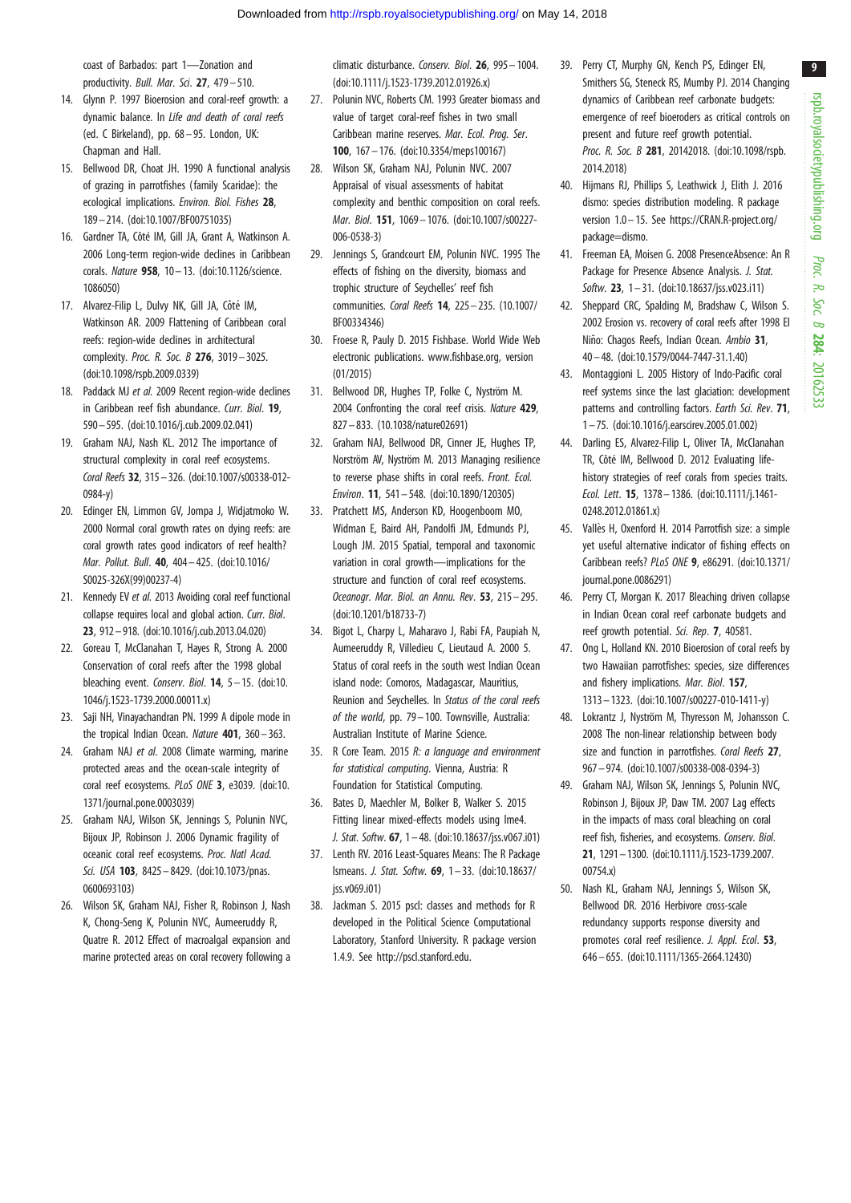coast of Barbados: part 1—Zonation and productivity. *Bull. Mar. Sci*. **27**, 479–510.

14. Glynn P. 1997 Bioerosion and coral-reef growth: a dynamic balance. In *Life and death of coral reefs* (ed. C Birkeland), pp. 68–95. London, UK: Chapman and Hall.
15. Bellwood DR, Choat JH. 1990 A functional analysis of grazing in parrotfishes (family Scaridae): the ecological implications. *Environ. Biol. Fishes* **28**, 189–214. (doi:10.1007/BF00751035)
16. Gardner TA, Côté IM, Gill JA, Grant A, Watkinson A. 2006 Long-term region-wide declines in Caribbean corals. *Nature* **958**, 10–13. (doi:10.1126/science.1086050)
17. Alvarez-Filip L, Dulvy NK, Gill JA, Côté IM, Watkinson AR. 2009 Flattening of Caribbean coral reefs: region-wide declines in architectural complexity. *Proc. R. Soc. B* **276**, 3019–3025. (doi:10.1098/rspb.2009.0339)
18. Paddack MJ *et al.* 2009 Recent region-wide declines in Caribbean reef fish abundance. *Curr. Biol*. **19**, 590–595. (doi:10.1016/j.cub.2009.02.041)
19. Graham NAJ, Nash KL. 2012 The importance of structural complexity in coral reef ecosystems. *Coral Reefs* **32**, 315–326. (doi:10.1007/s00338-012-0984-y)
20. Edinger EN, Limmon GV, Jompa J, Widjatmoko W. 2000 Normal coral growth rates on dying reefs: are coral growth rates good indicators of reef health? *Mar. Pollut. Bull*. **40**, 404–425. (doi:10.1016/S0025-326X(99)00237-4)
21. Kennedy EV *et al.* 2013 Avoiding coral reef functional collapse requires local and global action. *Curr. Biol*. **23**, 912–918. (doi:10.1016/j.cub.2013.04.020)
22. Goreau T, McClanahan T, Hayes R, Strong A. 2000 Conservation of coral reefs after the 1998 global bleaching event. *Conserv. Biol*. **14**, 5–15. (doi:10.1046/j.1523-1739.2000.00011.x)
23. Saji NH, Vinayachandran PN. 1999 A dipole mode in the tropical Indian Ocean. *Nature* **401**, 360–363.
24. Graham NAJ *et al.* 2008 Climate warming, marine protected areas and the ocean-scale integrity of coral reef ecosystems. *PLoS ONE* **3**, e3039. (doi:10.1371/journal.pone.0003039)
25. Graham NAJ, Wilson SK, Jennings S, Polunin NVC, Bijoux JP, Robinson J. 2006 Dynamic fragility of oceanic coral reef ecosystems. *Proc. Natl Acad. Sci. USA* **103**, 8425–8429. (doi:10.1073/pnas.0600693103)
26. Wilson SK, Graham NAJ, Fisher R, Robinson J, Nash K, Chong-Seng K, Polunin NVC, Aumeeruddy R, Quatre R. 2012 Effect of macroalgal expansion and marine protected areas on coral recovery following a climatic disturbance. *Conserv. Biol*. **26**, 995–1004. (doi:10.1111/j.1523-1739.2012.01926.x)
27. Polunin NVC, Roberts CM. 1993 Greater biomass and value of target coral-reef fishes in two small Caribbean marine reserves. *Mar. Ecol. Prog. Ser*. **100**, 167–176. (doi:10.3354/meps100167)
28. Wilson SK, Graham NAJ, Polunin NVC. 2007 Appraisal of visual assessments of habitat complexity and benthic composition on coral reefs. *Mar. Biol*. **151**, 1069–1076. (doi:10.1007/s00227-006-0538-3)
29. Jennings S, Grandcourt EM, Polunin NVC. 1995 The effects of fishing on the diversity, biomass and trophic structure of Seychelles' reef fish communities. *Coral Reefs* **14**, 225–235. (10.1007/BF00334346)
30. Froese R, Pauly D. 2015 Fishbase. World Wide Web electronic publications. www.fishbase.org, version (01/2015)
31. Bellwood DR, Hughes TP, Folke C, Nyström M. 2004 Confronting the coral reef crisis. *Nature* **429**, 827–833. (10.1038/nature02691)
32. Graham NAJ, Bellwood DR, Cinner JE, Hughes TP, Norström AV, Nyström M. 2013 Managing resilience to reverse phase shifts in coral reefs. *Front. Ecol. Environ*. **11**, 541–548. (doi:10.1890/120305)
33. Pratchett MS, Anderson KD, Hoogenboom MO, Widman E, Baird AH, Pandolfi JM, Edmunds PJ, Lough JM. 2015 Spatial, temporal and taxonomic variation in coral growth—implications for the structure and function of coral reef ecosystems. *Oceanogr. Mar. Biol. an Annu. Rev*. **53**, 215–295. (doi:10.1201/b18733-7)
34. Bigot L, Charpy L, Maharavo J, Rabi FA, Paupiah N, Aumeeruddy R, Villedieu C, Lieutaud A. 2000 5. Status of coral reefs in the south west Indian Ocean island node: Comoros, Madagascar, Mauritius, Reunion and Seychelles. In *Status of the coral reefs of the world*, pp. 79–100. Townsville, Australia: Australian Institute of Marine Science.
35. R Core Team. 2015 *R: a language and environment for statistical computing*. Vienna, Austria: R Foundation for Statistical Computing.
36. Bates D, Maechler M, Bolker B, Walker S. 2015 Fitting linear mixed-effects models using lme4. *J. Stat. Softw*. **67**, 1–48. (doi:10.18637/jss.v067.i01)
37. Lenth RV. 2016 Least-Squares Means: The R Package lsmeans. *J. Stat. Softw*. **69**, 1–33. (doi:10.18637/jss.v069.i01)
38. Jackman S. 2015 pscl: classes and methods for R developed in the Political Science Computational Laboratory, Stanford University. R package version 1.4.9. See http://pscl.stanford.edu.
39. Perry CT, Murphy GN, Kench PS, Edinger EN, Smithers SG, Steneck RS, Mumby PJ. 2014 Changing dynamics of Caribbean reef carbonate budgets: emergence of reef bioeroders as critical controls on present and future reef growth potential. *Proc. R. Soc. B* **281**, 20142018. (doi:10.1098/rspb.2014.2018)
40. Hijmans RJ, Phillips S, Leathwick J, Elith J. 2016 dismo: species distribution modeling. R package version 1.0–15. See https://CRAN.R-project.org/package=dismo.
41. Freeman EA, Moisen G. 2008 PresenceAbsence: An R Package for Presence Absence Analysis. *J. Stat. Softw*. **23**, 1–31. (doi:10.18637/jss.v023.i11)
42. Sheppard CRC, Spalding M, Bradshaw C, Wilson S. 2002 Erosion vs. recovery of coral reefs after 1998 El Niño: Chagos Reefs, Indian Ocean. *Ambio* **31**, 40–48. (doi:10.1579/0044-7447-31.1.40)
43. Montaggioni L. 2005 History of Indo-Pacific coral reef systems since the last glaciation: development patterns and controlling factors. *Earth Sci. Rev*. **71**, 1–75. (doi:10.1016/j.earscirev.2005.01.002)
44. Darling ES, Alvarez-Filip L, Oliver TA, McClanahan TR, Côté IM, Bellwood D. 2012 Evaluating life-history strategies of reef corals from species traits. *Ecol. Lett*. **15**, 1378–1386. (doi:10.1111/j.1461-0248.2012.01861.x)
45. Vallès H, Oxenford H. 2014 Parrotfish size: a simple yet useful alternative indicator of fishing effects on Caribbean reefs? *PLoS ONE* **9**, e86291. (doi:10.1371/journal.pone.0086291)
46. Perry CT, Morgan K. 2017 Bleaching driven collapse in Indian Ocean coral reef carbonate budgets and reef growth potential. *Sci. Rep*. **7**, 40581.
47. Ong L, Holland KN. 2010 Bioerosion of coral reefs by two Hawaiian parrotfishes: species, size differences and fishery implications. *Mar. Biol*. **157**, 1313–1323. (doi:10.1007/s00227-010-1411-y)
48. Lokrantz J, Nyström M, Thyresson M, Johansson C. 2008 The non-linear relationship between body size and function in parrotfishes. *Coral Reefs* **27**, 967–974. (doi:10.1007/s00338-008-0394-3)
49. Graham NAJ, Wilson SK, Jennings S, Polunin NVC, Robinson J, Bijoux JP, Daw TM. 2007 Lag effects in the impacts of mass coral bleaching on coral reef fish, fisheries, and ecosystems. *Conserv. Biol*. **21**, 1291–1300. (doi:10.1111/j.1523-1739.2007.00754.x)
50. Nash KL, Graham NAJ, Jennings S, Wilson SK, Bellwood DR. 2016 Herbivore cross-scale redundancy supports response diversity and promotes coral reef resilience. *J. Appl. Ecol*. **53**, 646–655. (doi:10.1111/1365-2664.12430)